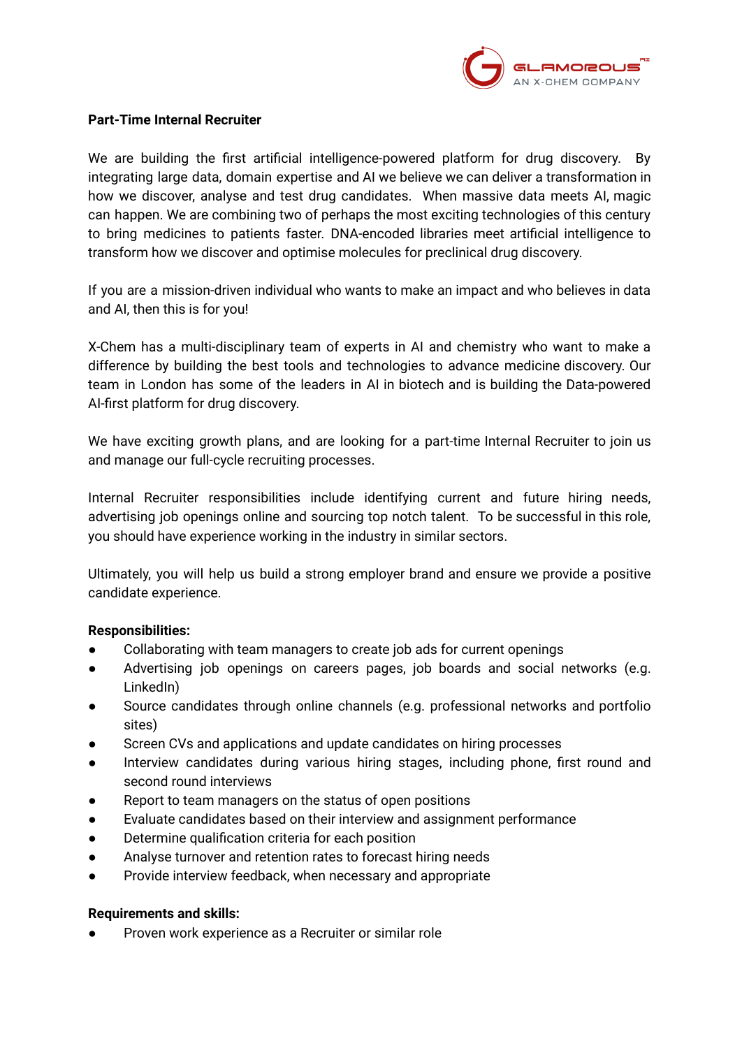**Part-Time Internal Recruiter**

We are building the first artificial intelligence-powered platform for drug discovery. By integrating large data, domain expertise and AI we believe we can deliver a transformation in how we discover, analyse and test drug candidates. When massive data meets AI, magic can happen. We are combining two of perhaps the most exciting technologies of this century to bring medicines to patients faster. DNA-encoded libraries meet artificial intelligence to transform how we discover and optimise molecules for preclinical drug discovery.

If you are a mission-driven individual who wants to make an impact and who believes in data and AI, then this is for you!

X-Chem has a multi-disciplinary team of experts in AI and chemistry who want to make a difference by building the best tools and technologies to advance medicine discovery. Our team in London has some of the leaders in AI in biotech and is building the Data-powered AI-first platform for drug discovery.

We have exciting growth plans, and are looking for a part-time Internal Recruiter to join us and manage our full-cycle recruiting processes.

Internal Recruiter responsibilities include identifying current and future hiring needs, advertising job openings online and sourcing top notch talent. To be successful in this role, you should have experience working in the industry in similar sectors.

Ultimately, you will help us build a strong employer brand and ensure we provide a positive candidate experience.

**Responsibilities:**

- Collaborating with team managers to create job ads for current openings
- Advertising job openings on careers pages, job boards and social networks (e.g. LinkedIn)
- Source candidates through online channels (e.g. professional networks and portfolio sites)
- Screen CVs and applications and update candidates on hiring processes
- Interview candidates during various hiring stages, including phone, first round and second round interviews
- Report to team managers on the status of open positions
- Evaluate candidates based on their interview and assignment performance
- Determine qualification criteria for each position
- Analyse turnover and retention rates to forecast hiring needs
- Provide interview feedback, when necessary and appropriate

**Requirements and skills:**

- Proven work experience as a Recruiter or similar role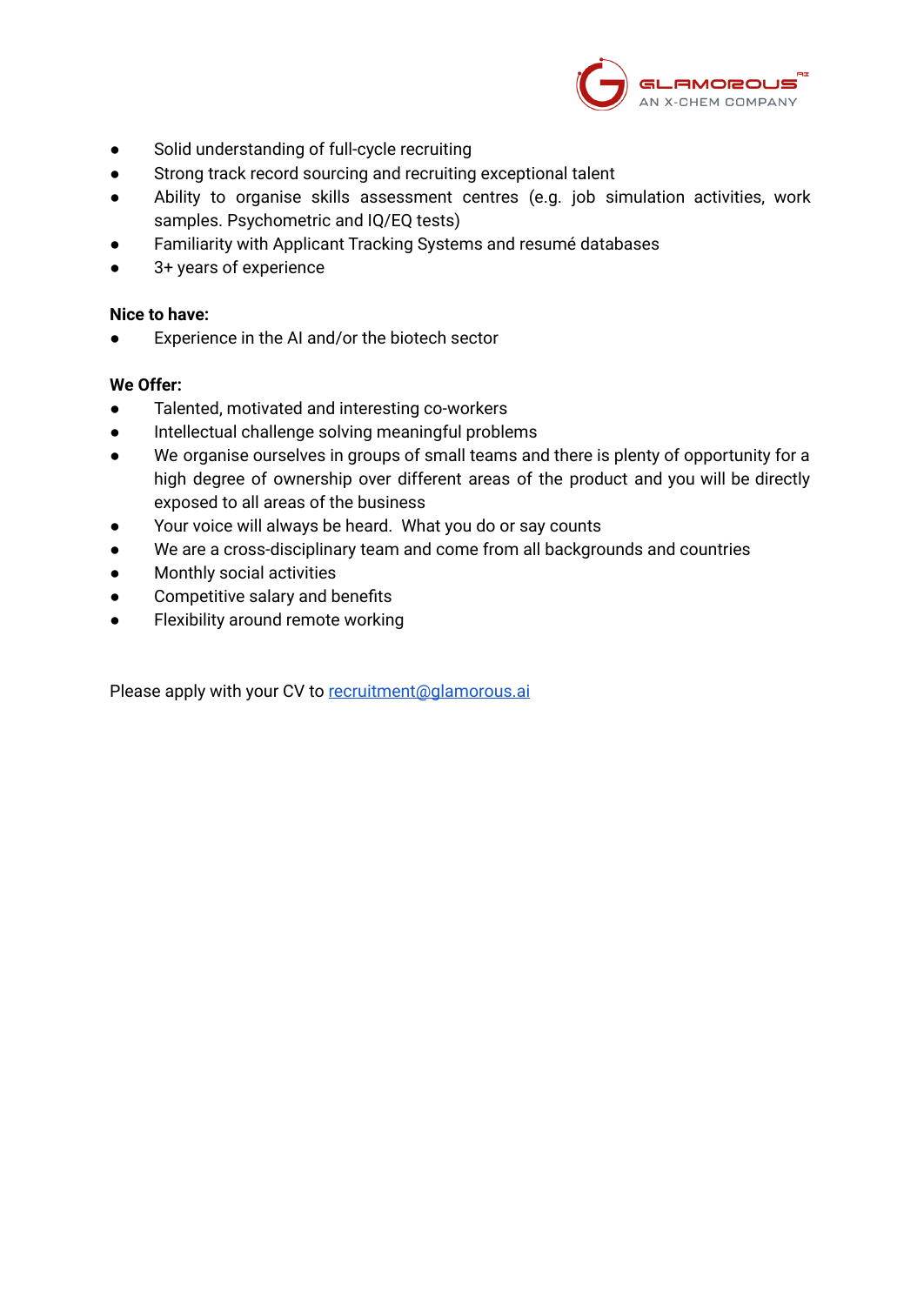- Solid understanding of full-cycle recruiting
- Strong track record sourcing and recruiting exceptional talent
- Ability to organise skills assessment centres (e.g. job simulation activities, work samples. Psychometric and IQ/EQ tests)
- Familiarity with Applicant Tracking Systems and resumé databases
- 3+ years of experience

**Nice to have:**

- Experience in the AI and/or the biotech sector

**We Offer:**

- Talented, motivated and interesting co-workers
- Intellectual challenge solving meaningful problems
- We organise ourselves in groups of small teams and there is plenty of opportunity for a high degree of ownership over different areas of the product and you will be directly exposed to all areas of the business
- Your voice will always be heard. What you do or say counts
- We are a cross-disciplinary team and come from all backgrounds and countries
- Monthly social activities
- Competitive salary and benefits
- Flexibility around remote working

Please apply with your CV to recruitment@glamorous.ai